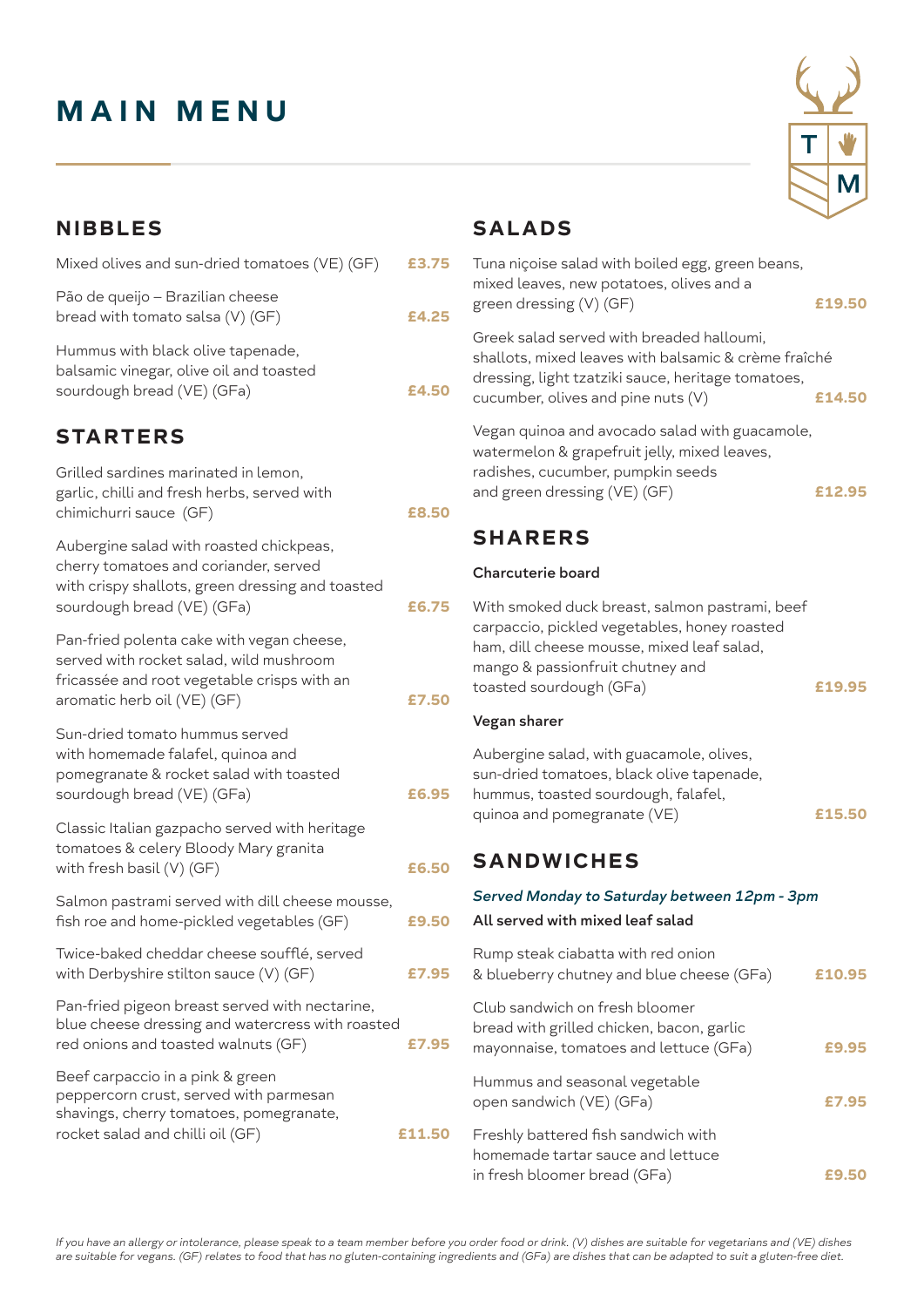# MAIN MENU

## NIBBLES

Mixed olives and sun-dried tomatoes (VE) (GF) **£3.75**

Pão de queijo – Brazilian cheese bread with tomato salsa (V) (GF) **£4.25**

Hummus with black olive tapenade, balsamic vinegar, olive oil and toasted sourdough bread (VE) (GFa) **£4.50**

## STARTERS

Grilled sardines marinated in lemon, garlic, chilli and fresh herbs, served with chimichurri sauce (GF) **£8.50**

Aubergine salad with roasted chickpeas, cherry tomatoes and coriander, served with crispy shallots, green dressing and toasted sourdough bread (VE) (GFa) **£6.75**

Pan-fried polenta cake with vegan cheese, served with rocket salad, wild mushroom fricassée and root vegetable crisps with an aromatic herb oil (VE) (GF) **£7.50**

Sun-dried tomato hummus served with homemade falafel, quinoa and pomegranate & rocket salad with toasted sourdough bread (VE) (GFa) **£6.95**

Classic Italian gazpacho served with heritage tomatoes & celery Bloody Mary granita with fresh basil (V) (GF) **£6.50**

Salmon pastrami served with dill cheese mousse, fish roe and home-pickled vegetables (GF) **£9.50**

Twice-baked cheddar cheese soufflé, served with Derbyshire stilton sauce (V) (GF) **£7.95**

Pan-fried pigeon breast served with nectarine, blue cheese dressing and watercress with roasted red onions and toasted walnuts (GF) **£7.95**

Beef carpaccio in a pink & green peppercorn crust, served with parmesan shavings, cherry tomatoes, pomegranate, rocket salad and chilli oil (GF) **£11.50**

## SALADS

Tuna niçoise salad with boiled egg, green beans, mixed leaves, new potatoes, olives and a green dressing (V) (GF) **£19.50**

Greek salad served with breaded halloumi, shallots, mixed leaves with balsamic & crème fraîché dressing, light tzatziki sauce, heritage tomatoes, cucumber, olives and pine nuts (V) **£14.50**

Vegan quinoa and avocado salad with guacamole, watermelon & grapefruit jelly, mixed leaves, radishes, cucumber, pumpkin seeds and green dressing (VE) (GF) **£12.95**

## SHARERS

**Charcuterie board**

With smoked duck breast, salmon pastrami, beef carpaccio, pickled vegetables, honey roasted ham, dill cheese mousse, mixed leaf salad, mango & passionfruit chutney and toasted sourdough (GFa) **£19.95**

**Vegan sharer**

Aubergine salad, with guacamole, olives, sun-dried tomatoes, black olive tapenade, hummus, toasted sourdough, falafel, quinoa and pomegranate (VE) **£15.50**

## SANDWICHES

*Served Monday to Saturday between 12pm - 3pm*

**All served with mixed leaf salad**

Rump steak ciabatta with red onion & blueberry chutney and blue cheese (GFa) **£10.95**

Club sandwich on fresh bloomer bread with grilled chicken, bacon, garlic mayonnaise, tomatoes and lettuce (GFa) **£9.95**

Hummus and seasonal vegetable open sandwich (VE) (GFa) **£7.95**

Freshly battered fish sandwich with homemade tartar sauce and lettuce in fresh bloomer bread (GFa) **£9.50**

*If you have an allergy or intolerance, please speak to a team member before you order food or drink. (V) dishes are suitable for vegetarians and (VE) dishes are suitable for vegans. (GF) relates to food that has no gluten-containing ingredients and (GFa) are dishes that can be adapted to suit a gluten-free diet.*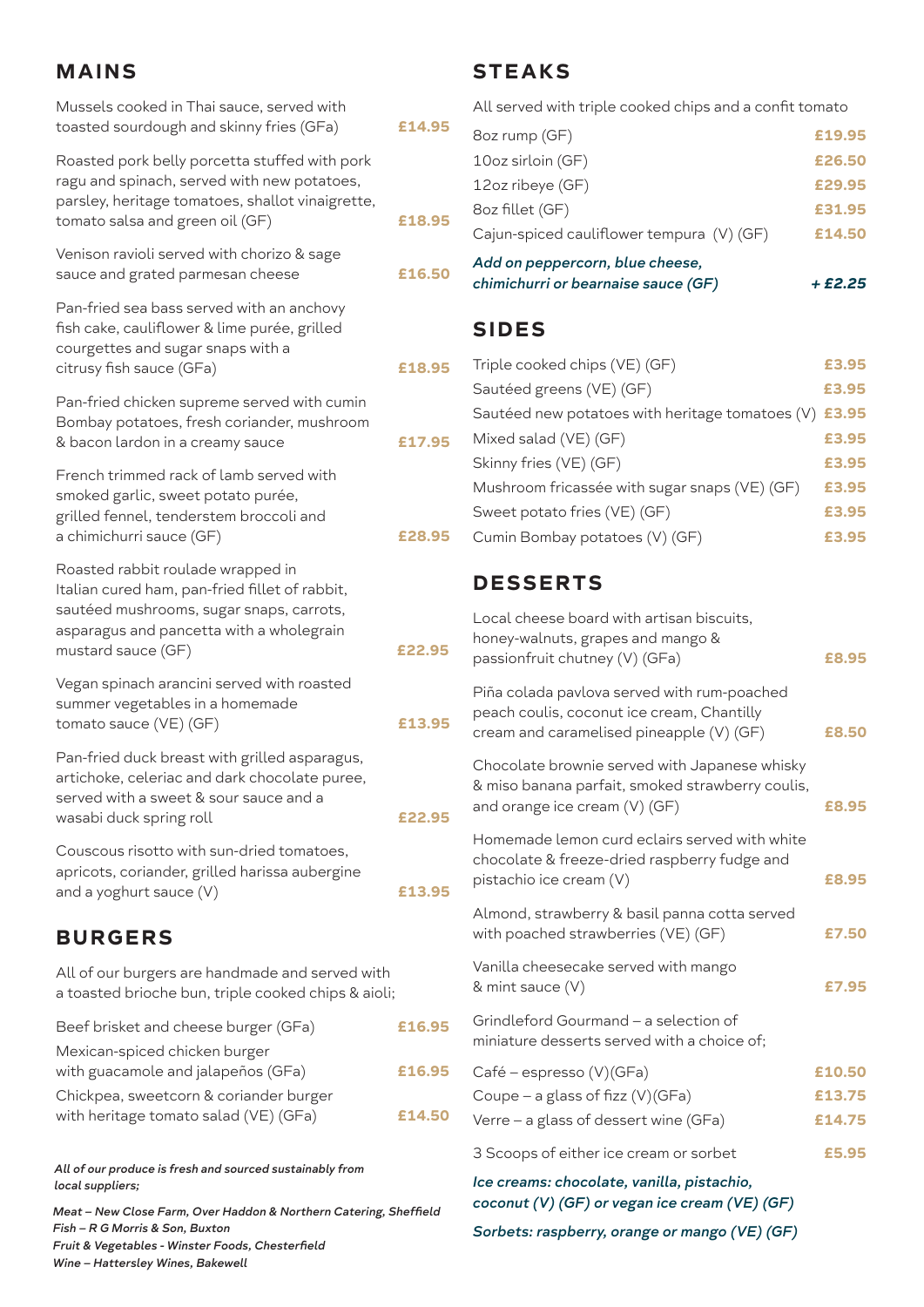## MAINS

| | |
|---|---|
| Mussels cooked in Thai sauce, served with toasted sourdough and skinny fries (GFa) | £14.95 |
| Roasted pork belly porcetta stuffed with pork ragu and spinach, served with new potatoes, parsley, heritage tomatoes, shallot vinaigrette, tomato salsa and green oil (GF) | £18.95 |
| Venison ravioli served with chorizo & sage sauce and grated parmesan cheese | £16.50 |
| Pan-fried sea bass served with an anchovy fish cake, cauliflower & lime purée, grilled courgettes and sugar snaps with a citrusy fish sauce (GFa) | £18.95 |
| Pan-fried chicken supreme served with cumin Bombay potatoes, fresh coriander, mushroom & bacon lardon in a creamy sauce | £17.95 |
| French trimmed rack of lamb served with smoked garlic, sweet potato purée, grilled fennel, tenderstem broccoli and a chimichurri sauce (GF) | £28.95 |
| Roasted rabbit roulade wrapped in Italian cured ham, pan-fried fillet of rabbit, sautéed mushrooms, sugar snaps, carrots, asparagus and pancetta with a wholegrain mustard sauce (GF) | £22.95 |
| Vegan spinach arancini served with roasted summer vegetables in a homemade tomato sauce (VE) (GF) | £13.95 |
| Pan-fried duck breast with grilled asparagus, artichoke, celeriac and dark chocolate puree, served with a sweet & sour sauce and a wasabi duck spring roll | £22.95 |
| Couscous risotto with sun-dried tomatoes, apricots, coriander, grilled harissa aubergine and a yoghurt sauce (V) | £13.95 |

## BURGERS

All of our burgers are handmade and served with a toasted brioche bun, triple cooked chips & aioli;

| | |
|---|---|
| Beef brisket and cheese burger (GFa) | £16.95 |
| Mexican-spiced chicken burger with guacamole and jalapeños (GFa) | £16.95 |
| Chickpea, sweetcorn & coriander burger with heritage tomato salad (VE) (GFa) | £14.50 |

***All of our produce is fresh and sourced sustainably from local suppliers;***

***Meat – New Close Farm, Over Haddon & Northern Catering, Sheffield***
***Fish – R G Morris & Son, Buxton***
***Fruit & Vegetables - Winster Foods, Chesterfield***
***Wine – Hattersley Wines, Bakewell***

## STEAKS

All served with triple cooked chips and a confit tomato

| | |
|---|---|
| 8oz rump (GF) | £19.95 |
| 10oz sirloin (GF) | £26.50 |
| 12oz ribeye (GF) | £29.95 |
| 8oz fillet (GF) | £31.95 |
| Cajun-spiced cauliflower tempura (V) (GF) | £14.50 |
| ***Add on peppercorn, blue cheese, chimichurri or bearnaise sauce (GF)*** | ***+ £2.25*** |

## SIDES

| | |
|---|---|
| Triple cooked chips (VE) (GF) | £3.95 |
| Sautéed greens (VE) (GF) | £3.95 |
| Sautéed new potatoes with heritage tomatoes (V) | £3.95 |
| Mixed salad (VE) (GF) | £3.95 |
| Skinny fries (VE) (GF) | £3.95 |
| Mushroom fricassée with sugar snaps (VE) (GF) | £3.95 |
| Sweet potato fries (VE) (GF) | £3.95 |
| Cumin Bombay potatoes (V) (GF) | £3.95 |

## DESSERTS

| | |
|---|---|
| Local cheese board with artisan biscuits, honey-walnuts, grapes and mango & passionfruit chutney (V) (GFa) | £8.95 |
| Piña colada pavlova served with rum-poached peach coulis, coconut ice cream, Chantilly cream and caramelised pineapple (V) (GF) | £8.50 |
| Chocolate brownie served with Japanese whisky & miso banana parfait, smoked strawberry coulis, and orange ice cream (V) (GF) | £8.95 |
| Homemade lemon curd eclairs served with white chocolate & freeze-dried raspberry fudge and pistachio ice cream (V) | £8.95 |
| Almond, strawberry & basil panna cotta served with poached strawberries (VE) (GF) | £7.50 |
| Vanilla cheesecake served with mango & mint sauce (V) | £7.95 |

Grindleford Gourmand – a selection of miniature desserts served with a choice of;

| | |
|---|---|
| Café – espresso (V)(GFa) | £10.50 |
| Coupe – a glass of fizz (V)(GFa) | £13.75 |
| Verre – a glass of dessert wine (GFa) | £14.75 |
| 3 Scoops of either ice cream or sorbet | £5.95 |

***Ice creams: chocolate, vanilla, pistachio, coconut (V) (GF) or vegan ice cream (VE) (GF)***

***Sorbets: raspberry, orange or mango (VE) (GF)***